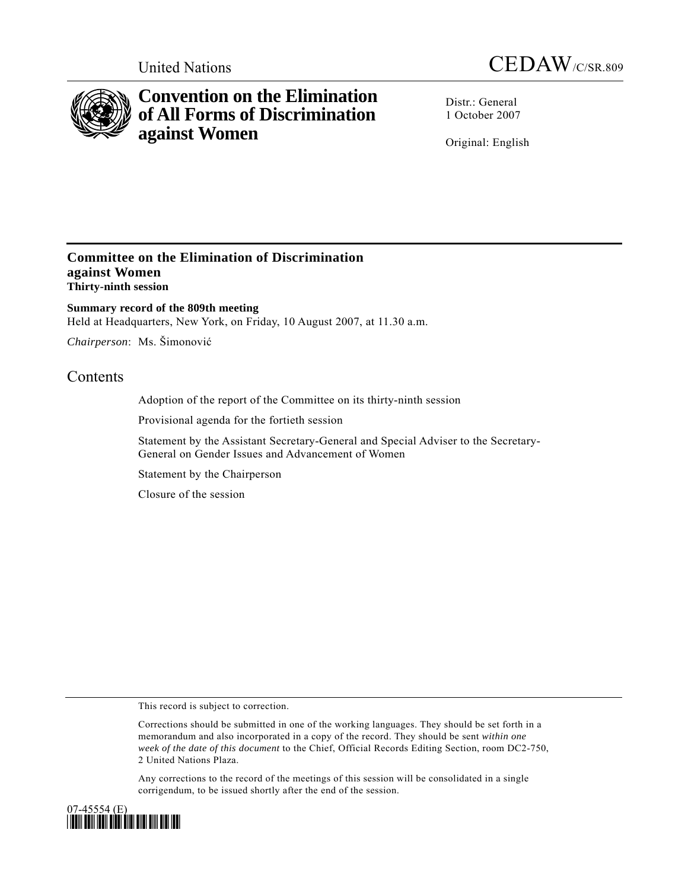United Nations CEDAW/C/SR.809

# Convention on the Elimination of All Forms of Discrimination against Women

Distr.: General
1 October 2007

Original: English

## Committee on the Elimination of Discrimination against Women
**Thirty-ninth session**

**Summary record of the 809th meeting**
Held at Headquarters, New York, on Friday, 10 August 2007, at 11.30 a.m.

*Chairperson*: Ms. Šimonović

## Contents

Adoption of the report of the Committee on its thirty-ninth session

Provisional agenda for the fortieth session

Statement by the Assistant Secretary-General and Special Adviser to the Secretary-General on Gender Issues and Advancement of Women

Statement by the Chairperson

Closure of the session

This record is subject to correction.

Corrections should be submitted in one of the working languages. They should be set forth in a memorandum and also incorporated in a copy of the record. They should be sent *within one week of the date of this document* to the Chief, Official Records Editing Section, room DC2-750, 2 United Nations Plaza.

Any corrections to the record of the meetings of this session will be consolidated in a single corrigendum, to be issued shortly after the end of the session.

07-45554 (E)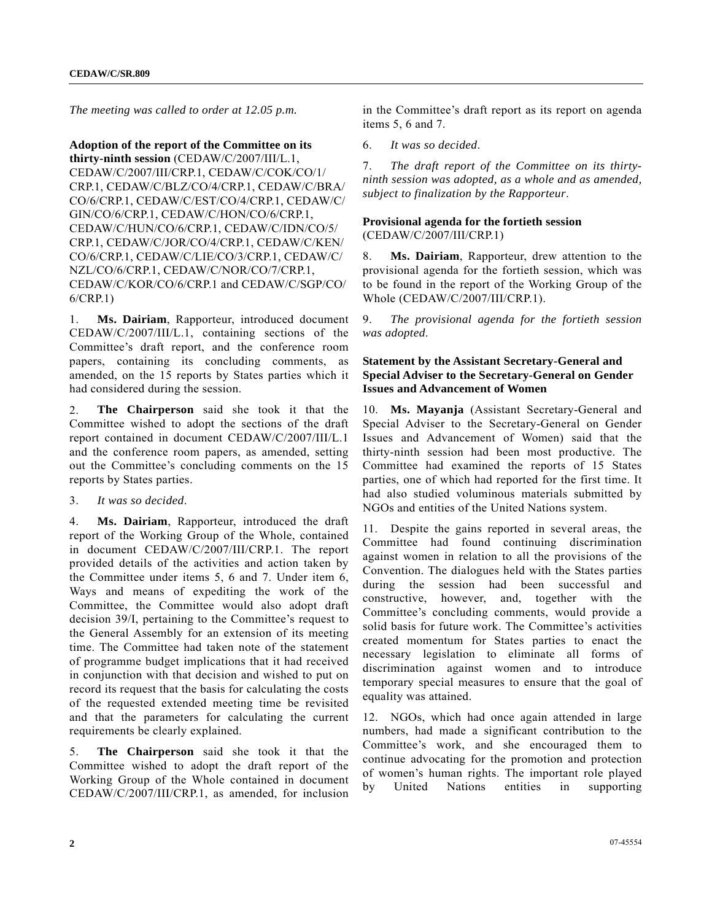*The meeting was called to order at 12.05 p.m.*

**Adoption of the report of the Committee on its thirty-ninth session** (CEDAW/C/2007/III/L.1, CEDAW/C/2007/III/CRP.1, CEDAW/C/COK/CO/1/CRP.1, CEDAW/C/BLZ/CO/4/CRP.1, CEDAW/C/BRA/CO/6/CRP.1, CEDAW/C/EST/CO/4/CRP.1, CEDAW/C/GIN/CO/6/CRP.1, CEDAW/C/HON/CO/6/CRP.1, CEDAW/C/HUN/CO/6/CRP.1, CEDAW/C/IDN/CO/5/CRP.1, CEDAW/C/JOR/CO/4/CRP.1, CEDAW/C/KEN/CO/6/CRP.1, CEDAW/C/LIE/CO/3/CRP.1, CEDAW/C/NZL/CO/6/CRP.1, CEDAW/C/NOR/CO/7/CRP.1, CEDAW/C/KOR/CO/6/CRP.1 and CEDAW/C/SGP/CO/6/CRP.1)

1. **Ms. Dairiam**, Rapporteur, introduced document CEDAW/C/2007/III/L.1, containing sections of the Committee's draft report, and the conference room papers, containing its concluding comments, as amended, on the 15 reports by States parties which it had considered during the session.

2. **The Chairperson** said she took it that the Committee wished to adopt the sections of the draft report contained in document CEDAW/C/2007/III/L.1 and the conference room papers, as amended, setting out the Committee's concluding comments on the 15 reports by States parties.

3. *It was so decided*.

4. **Ms. Dairiam**, Rapporteur, introduced the draft report of the Working Group of the Whole, contained in document CEDAW/C/2007/III/CRP.1. The report provided details of the activities and action taken by the Committee under items 5, 6 and 7. Under item 6, Ways and means of expediting the work of the Committee, the Committee would also adopt draft decision 39/I, pertaining to the Committee's request to the General Assembly for an extension of its meeting time. The Committee had taken note of the statement of programme budget implications that it had received in conjunction with that decision and wished to put on record its request that the basis for calculating the costs of the requested extended meeting time be revisited and that the parameters for calculating the current requirements be clearly explained.

5. **The Chairperson** said she took it that the Committee wished to adopt the draft report of the Working Group of the Whole contained in document CEDAW/C/2007/III/CRP.1, as amended, for inclusion in the Committee's draft report as its report on agenda items 5, 6 and 7.

6. *It was so decided*.

7. *The draft report of the Committee on its thirty-ninth session was adopted, as a whole and as amended, subject to finalization by the Rapporteur*.

**Provisional agenda for the fortieth session** (CEDAW/C/2007/III/CRP.1)

8. **Ms. Dairiam**, Rapporteur, drew attention to the provisional agenda for the fortieth session, which was to be found in the report of the Working Group of the Whole (CEDAW/C/2007/III/CRP.1).

9. *The provisional agenda for the fortieth session was adopted*.

**Statement by the Assistant Secretary-General and Special Adviser to the Secretary-General on Gender Issues and Advancement of Women**

10. **Ms. Mayanja** (Assistant Secretary-General and Special Adviser to the Secretary-General on Gender Issues and Advancement of Women) said that the thirty-ninth session had been most productive. The Committee had examined the reports of 15 States parties, one of which had reported for the first time. It had also studied voluminous materials submitted by NGOs and entities of the United Nations system.

11. Despite the gains reported in several areas, the Committee had found continuing discrimination against women in relation to all the provisions of the Convention. The dialogues held with the States parties during the session had been successful and constructive, however, and, together with the Committee's concluding comments, would provide a solid basis for future work. The Committee's activities created momentum for States parties to enact the necessary legislation to eliminate all forms of discrimination against women and to introduce temporary special measures to ensure that the goal of equality was attained.

12. NGOs, which had once again attended in large numbers, had made a significant contribution to the Committee's work, and she encouraged them to continue advocating for the promotion and protection of women's human rights. The important role played by United Nations entities in supporting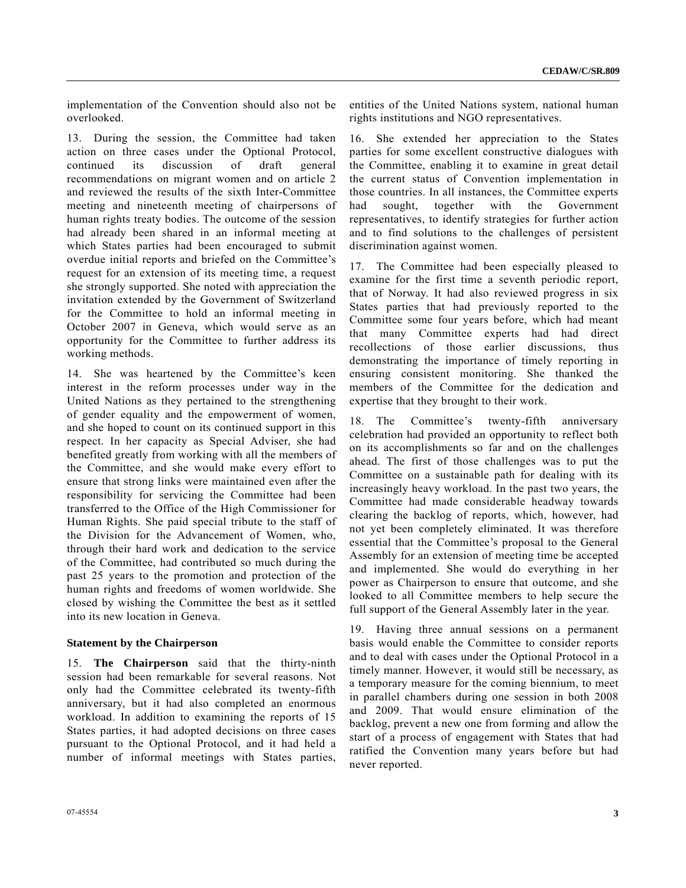implementation of the Convention should also not be overlooked.

13. During the session, the Committee had taken action on three cases under the Optional Protocol, continued its discussion of draft general recommendations on migrant women and on article 2 and reviewed the results of the sixth Inter-Committee meeting and nineteenth meeting of chairpersons of human rights treaty bodies. The outcome of the session had already been shared in an informal meeting at which States parties had been encouraged to submit overdue initial reports and briefed on the Committee's request for an extension of its meeting time, a request she strongly supported. She noted with appreciation the invitation extended by the Government of Switzerland for the Committee to hold an informal meeting in October 2007 in Geneva, which would serve as an opportunity for the Committee to further address its working methods.

14. She was heartened by the Committee's keen interest in the reform processes under way in the United Nations as they pertained to the strengthening of gender equality and the empowerment of women, and she hoped to count on its continued support in this respect. In her capacity as Special Adviser, she had benefited greatly from working with all the members of the Committee, and she would make every effort to ensure that strong links were maintained even after the responsibility for servicing the Committee had been transferred to the Office of the High Commissioner for Human Rights. She paid special tribute to the staff of the Division for the Advancement of Women, who, through their hard work and dedication to the service of the Committee, had contributed so much during the past 25 years to the promotion and protection of the human rights and freedoms of women worldwide. She closed by wishing the Committee the best as it settled into its new location in Geneva.

**Statement by the Chairperson**

15. **The Chairperson** said that the thirty-ninth session had been remarkable for several reasons. Not only had the Committee celebrated its twenty-fifth anniversary, but it had also completed an enormous workload. In addition to examining the reports of 15 States parties, it had adopted decisions on three cases pursuant to the Optional Protocol, and it had held a number of informal meetings with States parties, entities of the United Nations system, national human rights institutions and NGO representatives.

16. She extended her appreciation to the States parties for some excellent constructive dialogues with the Committee, enabling it to examine in great detail the current status of Convention implementation in those countries. In all instances, the Committee experts had sought, together with the Government representatives, to identify strategies for further action and to find solutions to the challenges of persistent discrimination against women.

17. The Committee had been especially pleased to examine for the first time a seventh periodic report, that of Norway. It had also reviewed progress in six States parties that had previously reported to the Committee some four years before, which had meant that many Committee experts had had direct recollections of those earlier discussions, thus demonstrating the importance of timely reporting in ensuring consistent monitoring. She thanked the members of the Committee for the dedication and expertise that they brought to their work.

18. The Committee's twenty-fifth anniversary celebration had provided an opportunity to reflect both on its accomplishments so far and on the challenges ahead. The first of those challenges was to put the Committee on a sustainable path for dealing with its increasingly heavy workload. In the past two years, the Committee had made considerable headway towards clearing the backlog of reports, which, however, had not yet been completely eliminated. It was therefore essential that the Committee's proposal to the General Assembly for an extension of meeting time be accepted and implemented. She would do everything in her power as Chairperson to ensure that outcome, and she looked to all Committee members to help secure the full support of the General Assembly later in the year.

19. Having three annual sessions on a permanent basis would enable the Committee to consider reports and to deal with cases under the Optional Protocol in a timely manner. However, it would still be necessary, as a temporary measure for the coming biennium, to meet in parallel chambers during one session in both 2008 and 2009. That would ensure elimination of the backlog, prevent a new one from forming and allow the start of a process of engagement with States that had ratified the Convention many years before but had never reported.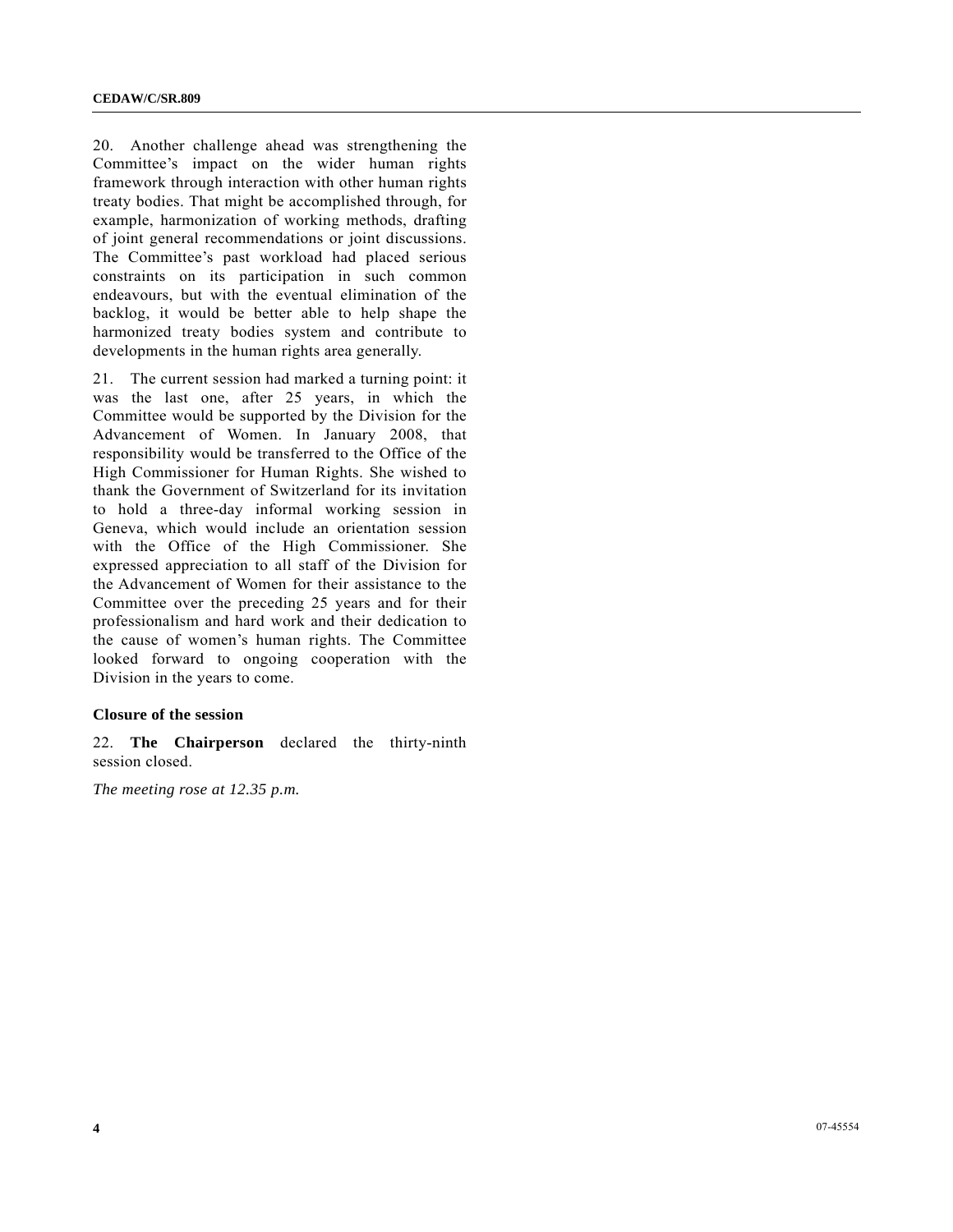20. Another challenge ahead was strengthening the Committee's impact on the wider human rights framework through interaction with other human rights treaty bodies. That might be accomplished through, for example, harmonization of working methods, drafting of joint general recommendations or joint discussions. The Committee's past workload had placed serious constraints on its participation in such common endeavours, but with the eventual elimination of the backlog, it would be better able to help shape the harmonized treaty bodies system and contribute to developments in the human rights area generally.

21. The current session had marked a turning point: it was the last one, after 25 years, in which the Committee would be supported by the Division for the Advancement of Women. In January 2008, that responsibility would be transferred to the Office of the High Commissioner for Human Rights. She wished to thank the Government of Switzerland for its invitation to hold a three-day informal working session in Geneva, which would include an orientation session with the Office of the High Commissioner. She expressed appreciation to all staff of the Division for the Advancement of Women for their assistance to the Committee over the preceding 25 years and for their professionalism and hard work and their dedication to the cause of women's human rights. The Committee looked forward to ongoing cooperation with the Division in the years to come.

**Closure of the session**

22. **The Chairperson** declared the thirty-ninth session closed.

*The meeting rose at 12.35 p.m.*